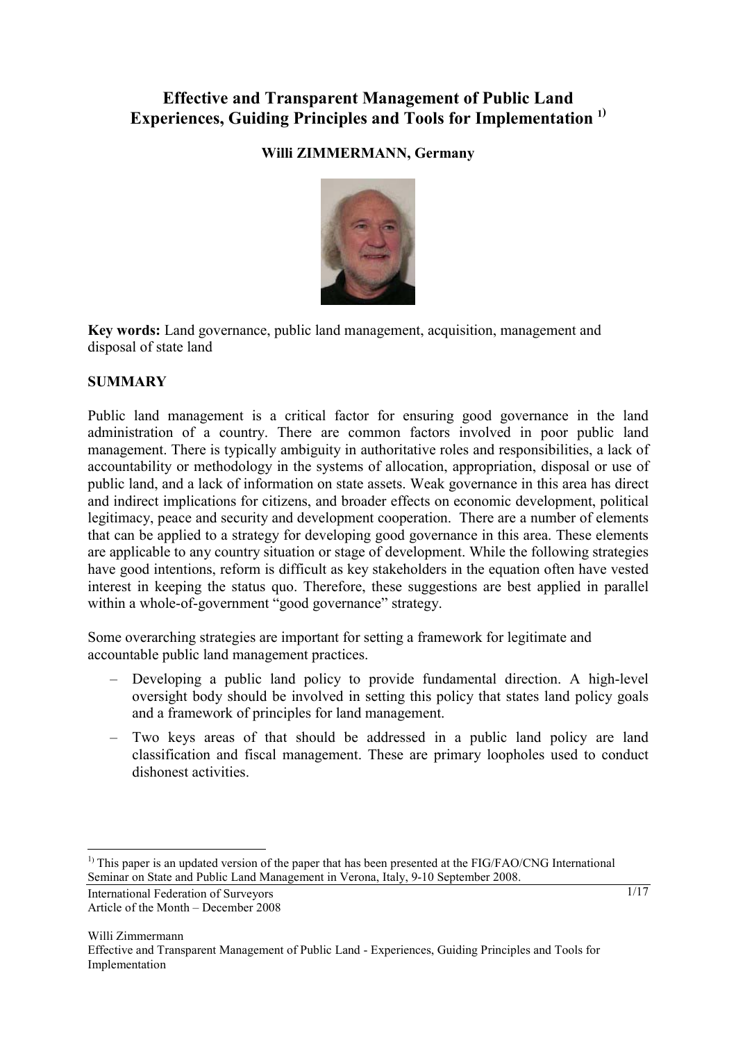# Effective and Transparent Management of Public Land Experiences, Guiding Principles and Tools for Implementation [1)]

**Willi ZIMMERMANN, Germany**

**Key words:** Land governance, public land management, acquisition, management and disposal of state land

## SUMMARY

Public land management is a critical factor for ensuring good governance in the land administration of a country. There are common factors involved in poor public land management. There is typically ambiguity in authoritative roles and responsibilities, a lack of accountability or methodology in the systems of allocation, appropriation, disposal or use of public land, and a lack of information on state assets. Weak governance in this area has direct and indirect implications for citizens, and broader effects on economic development, political legitimacy, peace and security and development cooperation. There are a number of elements that can be applied to a strategy for developing good governance in this area. These elements are applicable to any country situation or stage of development. While the following strategies have good intentions, reform is difficult as key stakeholders in the equation often have vested interest in keeping the status quo. Therefore, these suggestions are best applied in parallel within a whole-of-government "good governance" strategy.

Some overarching strategies are important for setting a framework for legitimate and accountable public land management practices.

- Developing a public land policy to provide fundamental direction. A high-level oversight body should be involved in setting this policy that states land policy goals and a framework of principles for land management.
- Two keys areas of that should be addressed in a public land policy are land classification and fiscal management. These are primary loopholes used to conduct dishonest activities.

[1)] This paper is an updated version of the paper that has been presented at the FIG/FAO/CNG International Seminar on State and Public Land Management in Verona, Italy, 9-10 September 2008.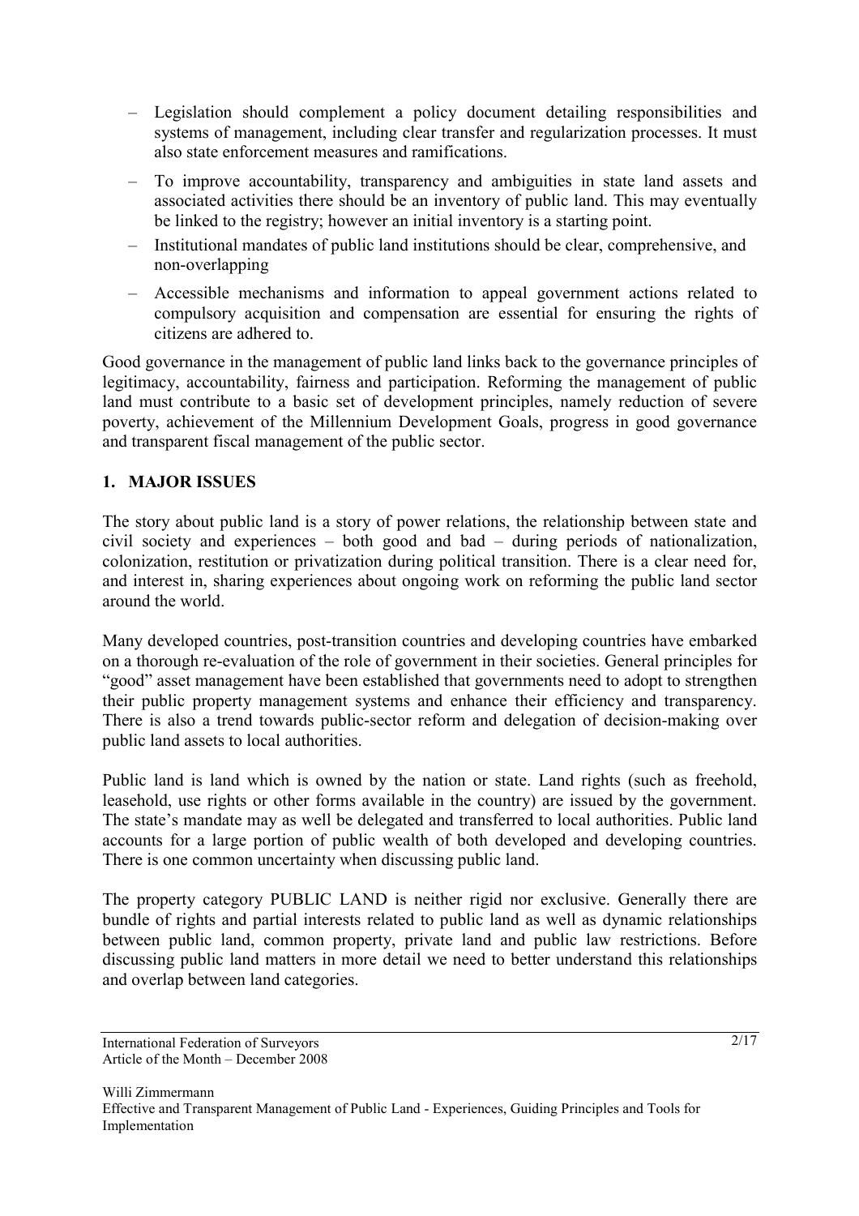- Legislation should complement a policy document detailing responsibilities and systems of management, including clear transfer and regularization processes. It must also state enforcement measures and ramifications.
- To improve accountability, transparency and ambiguities in state land assets and associated activities there should be an inventory of public land. This may eventually be linked to the registry; however an initial inventory is a starting point.
- Institutional mandates of public land institutions should be clear, comprehensive, and non-overlapping
- Accessible mechanisms and information to appeal government actions related to compulsory acquisition and compensation are essential for ensuring the rights of citizens are adhered to.

Good governance in the management of public land links back to the governance principles of legitimacy, accountability, fairness and participation. Reforming the management of public land must contribute to a basic set of development principles, namely reduction of severe poverty, achievement of the Millennium Development Goals, progress in good governance and transparent fiscal management of the public sector.

## 1. MAJOR ISSUES

The story about public land is a story of power relations, the relationship between state and civil society and experiences – both good and bad – during periods of nationalization, colonization, restitution or privatization during political transition. There is a clear need for, and interest in, sharing experiences about ongoing work on reforming the public land sector around the world.

Many developed countries, post-transition countries and developing countries have embarked on a thorough re-evaluation of the role of government in their societies. General principles for "good" asset management have been established that governments need to adopt to strengthen their public property management systems and enhance their efficiency and transparency. There is also a trend towards public-sector reform and delegation of decision-making over public land assets to local authorities.

Public land is land which is owned by the nation or state. Land rights (such as freehold, leasehold, use rights or other forms available in the country) are issued by the government. The state's mandate may as well be delegated and transferred to local authorities. Public land accounts for a large portion of public wealth of both developed and developing countries. There is one common uncertainty when discussing public land.

The property category PUBLIC LAND is neither rigid nor exclusive. Generally there are bundle of rights and partial interests related to public land as well as dynamic relationships between public land, common property, private land and public law restrictions. Before discussing public land matters in more detail we need to better understand this relationships and overlap between land categories.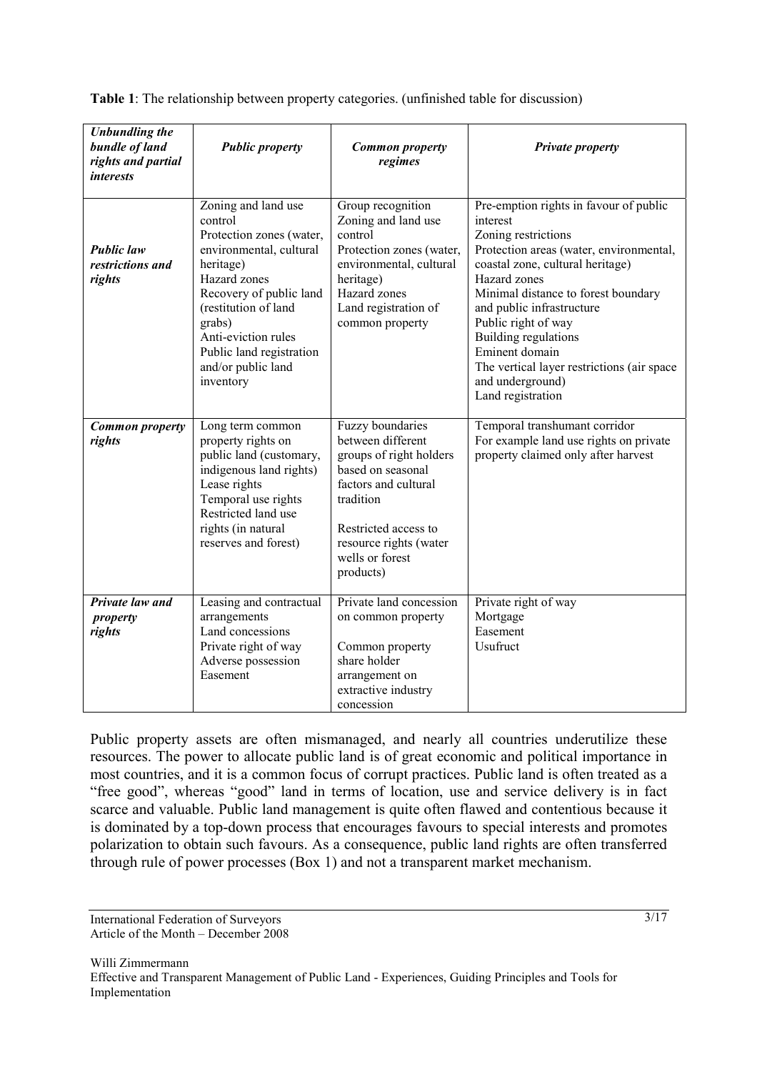**Table 1**: The relationship between property categories. (unfinished table for discussion)

| ***Unbundling the bundle of land rights and partial interests*** | ***Public property*** | ***Common property regimes*** | ***Private property*** |
|---|---|---|---|
| ***Public law restrictions and rights*** | Zoning and land use control<br>Protection zones (water, environmental, cultural heritage)<br>Hazard zones<br>Recovery of public land (restitution of land grabs)<br>Anti-eviction rules<br>Public land registration and/or public land inventory | Group recognition<br>Zoning and land use control<br>Protection zones (water, environmental, cultural heritage)<br>Hazard zones<br>Land registration of common property | Pre-emption rights in favour of public interest<br>Zoning restrictions<br>Protection areas (water, environmental, coastal zone, cultural heritage)<br>Hazard zones<br>Minimal distance to forest boundary and public infrastructure<br>Public right of way<br>Building regulations<br>Eminent domain<br>The vertical layer restrictions (air space and underground)<br>Land registration |
| ***Common property rights*** | Long term common property rights on public land (customary, indigenous land rights)<br>Lease rights<br>Temporal use rights<br>Restricted land use rights (in natural reserves and forest) | Fuzzy boundaries between different groups of right holders based on seasonal factors and cultural tradition<br><br>Restricted access to resource rights (water wells or forest products) | Temporal transhumant corridor<br>For example land use rights on private property claimed only after harvest |
| ***Private law and property rights*** | Leasing and contractual arrangements<br>Land concessions<br>Private right of way<br>Adverse possession<br>Easement | Private land concession on common property<br><br>Common property share holder arrangement on extractive industry concession | Private right of way<br>Mortgage<br>Easement<br>Usufruct |

Public property assets are often mismanaged, and nearly all countries underutilize these resources. The power to allocate public land is of great economic and political importance in most countries, and it is a common focus of corrupt practices. Public land is often treated as a "free good", whereas "good" land in terms of location, use and service delivery is in fact scarce and valuable. Public land management is quite often flawed and contentious because it is dominated by a top-down process that encourages favours to special interests and promotes polarization to obtain such favours. As a consequence, public land rights are often transferred through rule of power processes (Box 1) and not a transparent market mechanism.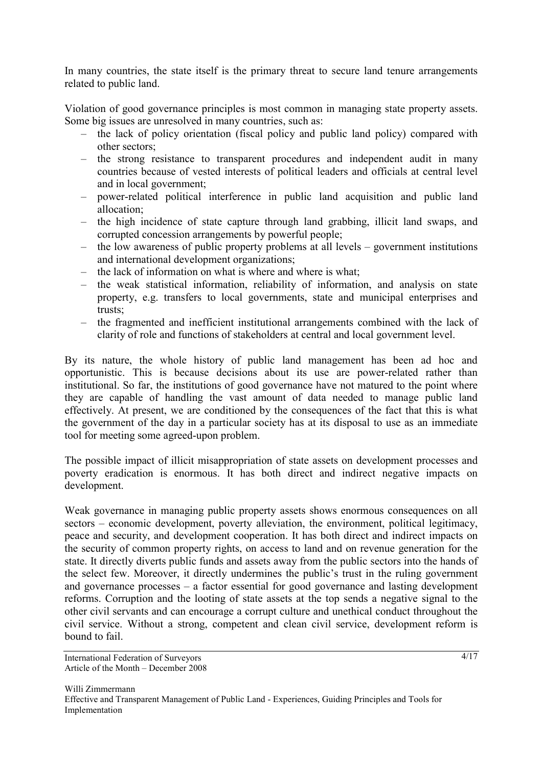In many countries, the state itself is the primary threat to secure land tenure arrangements related to public land.

Violation of good governance principles is most common in managing state property assets. Some big issues are unresolved in many countries, such as:

- the lack of policy orientation (fiscal policy and public land policy) compared with other sectors;
- the strong resistance to transparent procedures and independent audit in many countries because of vested interests of political leaders and officials at central level and in local government;
- power-related political interference in public land acquisition and public land allocation;
- the high incidence of state capture through land grabbing, illicit land swaps, and corrupted concession arrangements by powerful people;
- the low awareness of public property problems at all levels – government institutions and international development organizations;
- the lack of information on what is where and where is what;
- the weak statistical information, reliability of information, and analysis on state property, e.g. transfers to local governments, state and municipal enterprises and trusts;
- the fragmented and inefficient institutional arrangements combined with the lack of clarity of role and functions of stakeholders at central and local government level.

By its nature, the whole history of public land management has been ad hoc and opportunistic. This is because decisions about its use are power-related rather than institutional. So far, the institutions of good governance have not matured to the point where they are capable of handling the vast amount of data needed to manage public land effectively. At present, we are conditioned by the consequences of the fact that this is what the government of the day in a particular society has at its disposal to use as an immediate tool for meeting some agreed-upon problem.

The possible impact of illicit misappropriation of state assets on development processes and poverty eradication is enormous. It has both direct and indirect negative impacts on development.

Weak governance in managing public property assets shows enormous consequences on all sectors – economic development, poverty alleviation, the environment, political legitimacy, peace and security, and development cooperation. It has both direct and indirect impacts on the security of common property rights, on access to land and on revenue generation for the state. It directly diverts public funds and assets away from the public sectors into the hands of the select few. Moreover, it directly undermines the public's trust in the ruling government and governance processes – a factor essential for good governance and lasting development reforms. Corruption and the looting of state assets at the top sends a negative signal to the other civil servants and can encourage a corrupt culture and unethical conduct throughout the civil service. Without a strong, competent and clean civil service, development reform is bound to fail.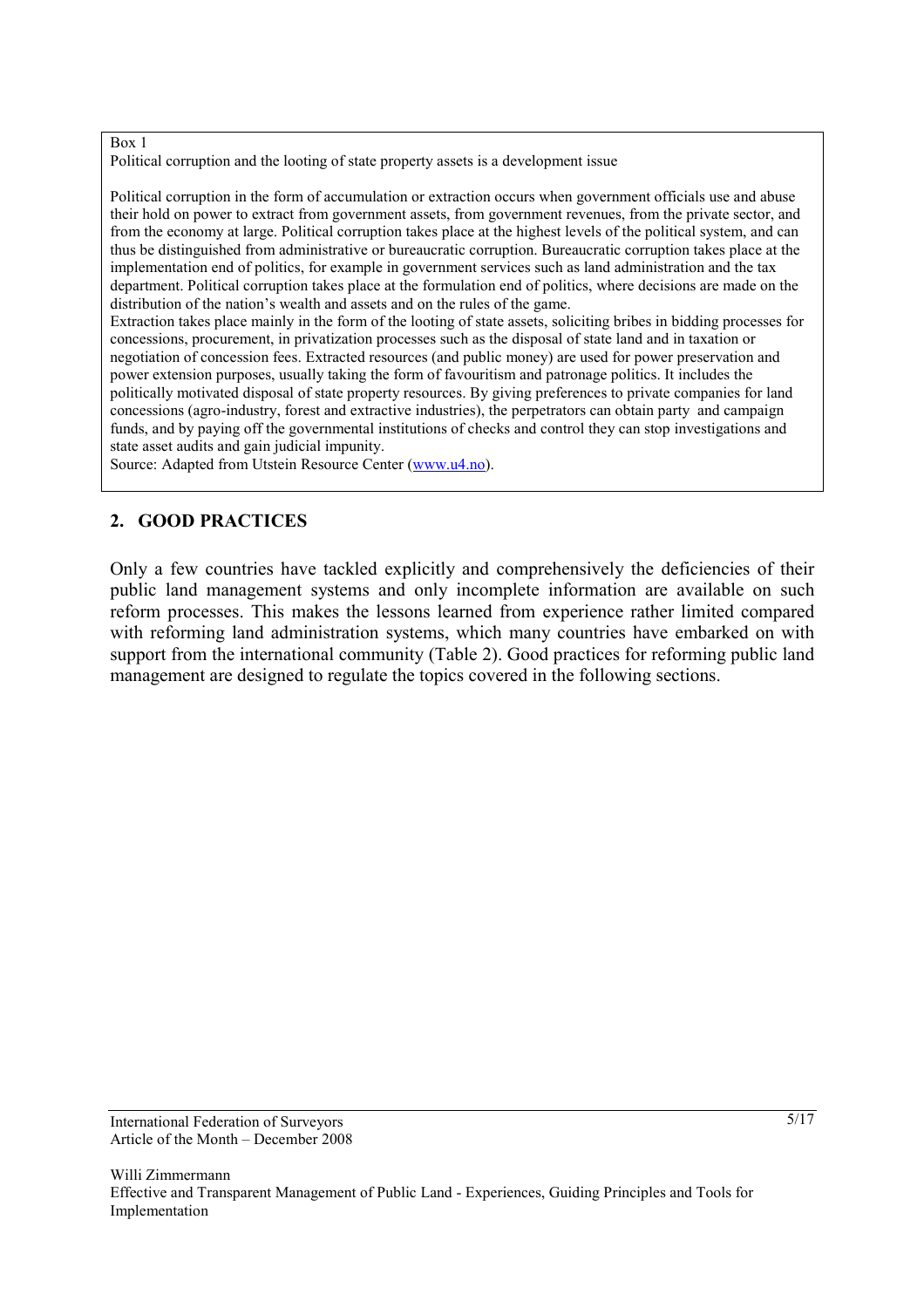Box 1

Political corruption and the looting of state property assets is a development issue

Political corruption in the form of accumulation or extraction occurs when government officials use and abuse their hold on power to extract from government assets, from government revenues, from the private sector, and from the economy at large. Political corruption takes place at the highest levels of the political system, and can thus be distinguished from administrative or bureaucratic corruption. Bureaucratic corruption takes place at the implementation end of politics, for example in government services such as land administration and the tax department. Political corruption takes place at the formulation end of politics, where decisions are made on the distribution of the nation's wealth and assets and on the rules of the game.

Extraction takes place mainly in the form of the looting of state assets, soliciting bribes in bidding processes for concessions, procurement, in privatization processes such as the disposal of state land and in taxation or negotiation of concession fees. Extracted resources (and public money) are used for power preservation and power extension purposes, usually taking the form of favouritism and patronage politics. It includes the politically motivated disposal of state property resources. By giving preferences to private companies for land concessions (agro-industry, forest and extractive industries), the perpetrators can obtain party and campaign funds, and by paying off the governmental institutions of checks and control they can stop investigations and state asset audits and gain judicial impunity.

Source: Adapted from Utstein Resource Center (www.u4.no).

## 2. GOOD PRACTICES

Only a few countries have tackled explicitly and comprehensively the deficiencies of their public land management systems and only incomplete information are available on such reform processes. This makes the lessons learned from experience rather limited compared with reforming land administration systems, which many countries have embarked on with support from the international community (Table 2). Good practices for reforming public land management are designed to regulate the topics covered in the following sections.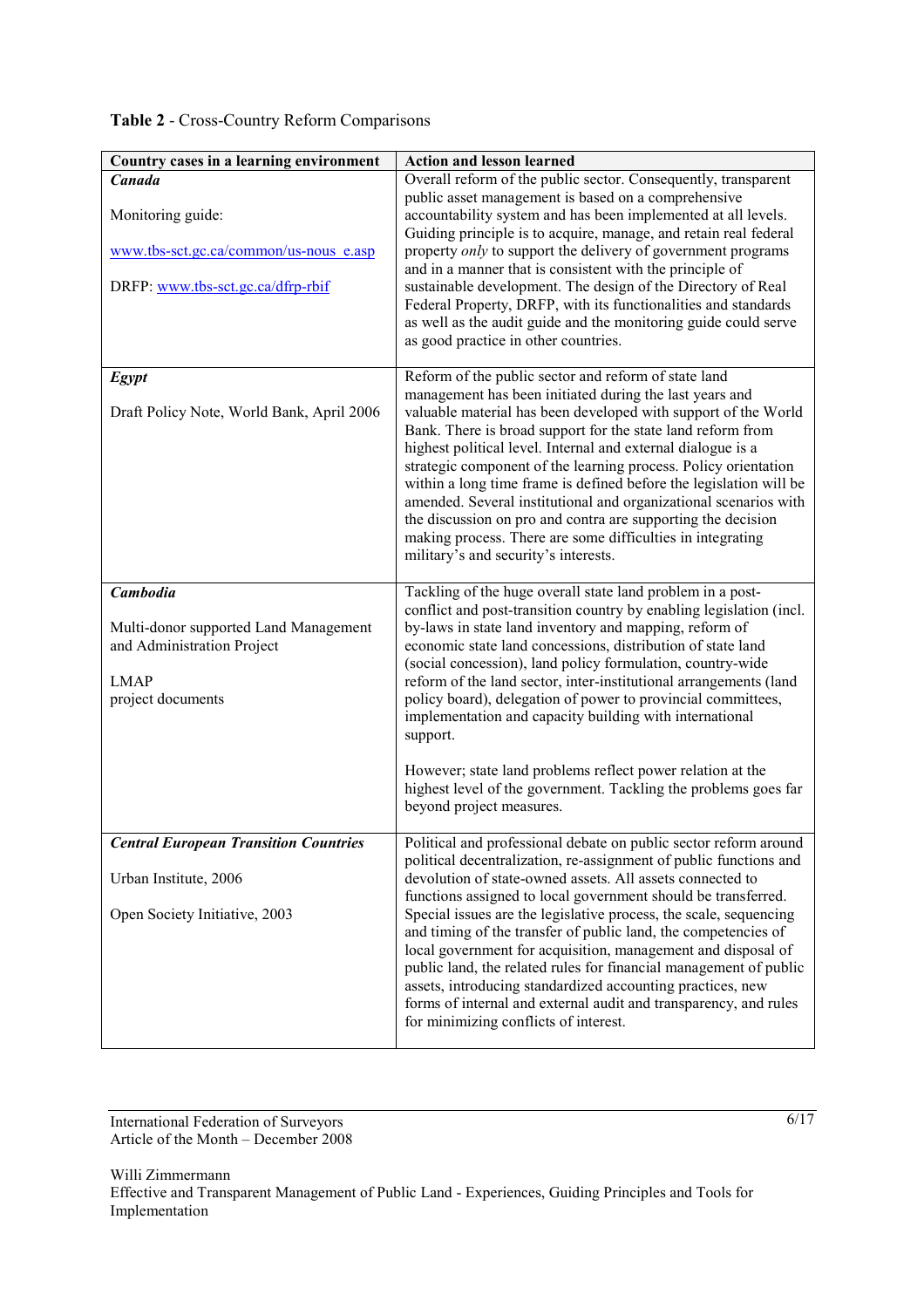**Table 2** - Cross-Country Reform Comparisons

| Country cases in a learning environment | Action and lesson learned |
| --- | --- |
| ***Canada***<br><br>Monitoring guide:<br><br>www.tbs-sct.gc.ca/common/us-nous_e.asp<br><br>DRFP: www.tbs-sct.gc.ca/dfrp-rbif | Overall reform of the public sector. Consequently, transparent public asset management is based on a comprehensive accountability system and has been implemented at all levels. Guiding principle is to acquire, manage, and retain real federal property *only* to support the delivery of government programs and in a manner that is consistent with the principle of sustainable development. The design of the Directory of Real Federal Property, DRFP, with its functionalities and standards as well as the audit guide and the monitoring guide could serve as good practice in other countries. |
| ***Egypt***<br><br>Draft Policy Note, World Bank, April 2006 | Reform of the public sector and reform of state land management has been initiated during the last years and valuable material has been developed with support of the World Bank. There is broad support for the state land reform from highest political level. Internal and external dialogue is a strategic component of the learning process. Policy orientation within a long time frame is defined before the legislation will be amended. Several institutional and organizational scenarios with the discussion on pro and contra are supporting the decision making process. There are some difficulties in integrating military's and security's interests. |
| ***Cambodia***<br><br>Multi-donor supported Land Management and Administration Project<br><br>LMAP<br>project documents | Tackling of the huge overall state land problem in a post-conflict and post-transition country by enabling legislation (incl. by-laws in state land inventory and mapping, reform of economic state land concessions, distribution of state land (social concession), land policy formulation, country-wide reform of the land sector, inter-institutional arrangements (land policy board), delegation of power to provincial committees, implementation and capacity building with international support.<br><br>However; state land problems reflect power relation at the highest level of the government. Tackling the problems goes far beyond project measures. |
| ***Central European Transition Countries***<br><br>Urban Institute, 2006<br><br>Open Society Initiative, 2003 | Political and professional debate on public sector reform around political decentralization, re-assignment of public functions and devolution of state-owned assets. All assets connected to functions assigned to local government should be transferred. Special issues are the legislative process, the scale, sequencing and timing of the transfer of public land, the competencies of local government for acquisition, management and disposal of public land, the related rules for financial management of public assets, introducing standardized accounting practices, new forms of internal and external audit and transparency, and rules for minimizing conflicts of interest. |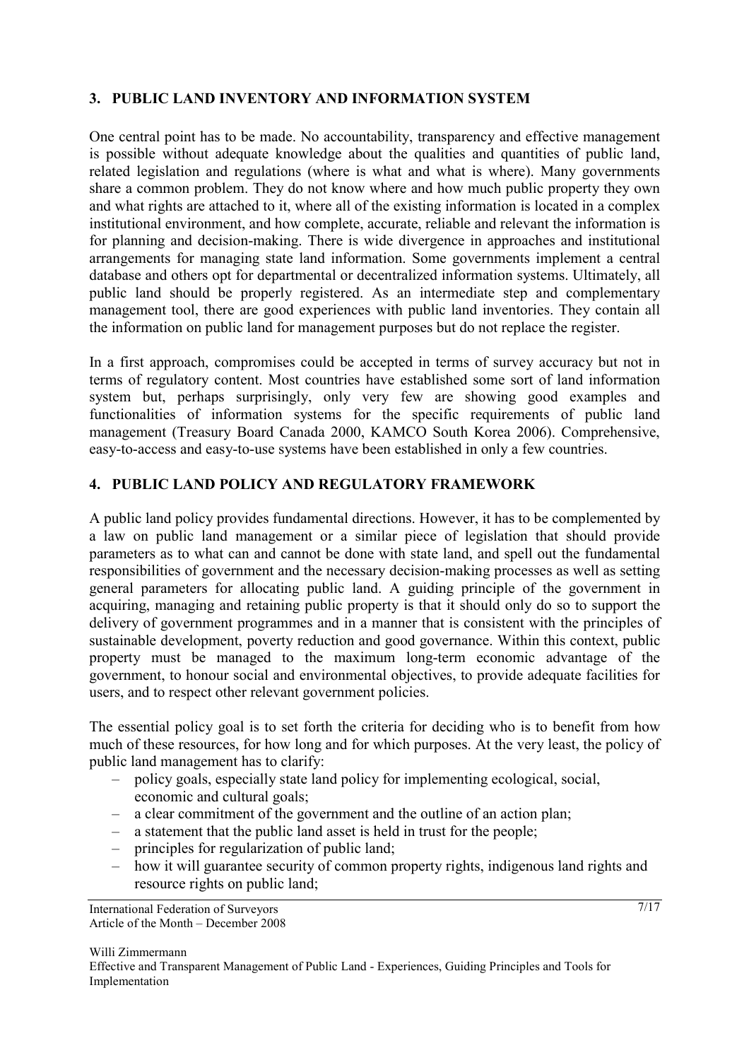## 3. PUBLIC LAND INVENTORY AND INFORMATION SYSTEM

One central point has to be made. No accountability, transparency and effective management is possible without adequate knowledge about the qualities and quantities of public land, related legislation and regulations (where is what and what is where). Many governments share a common problem. They do not know where and how much public property they own and what rights are attached to it, where all of the existing information is located in a complex institutional environment, and how complete, accurate, reliable and relevant the information is for planning and decision-making. There is wide divergence in approaches and institutional arrangements for managing state land information. Some governments implement a central database and others opt for departmental or decentralized information systems. Ultimately, all public land should be properly registered. As an intermediate step and complementary management tool, there are good experiences with public land inventories. They contain all the information on public land for management purposes but do not replace the register.

In a first approach, compromises could be accepted in terms of survey accuracy but not in terms of regulatory content. Most countries have established some sort of land information system but, perhaps surprisingly, only very few are showing good examples and functionalities of information systems for the specific requirements of public land management (Treasury Board Canada 2000, KAMCO South Korea 2006). Comprehensive, easy-to-access and easy-to-use systems have been established in only a few countries.

## 4. PUBLIC LAND POLICY AND REGULATORY FRAMEWORK

A public land policy provides fundamental directions. However, it has to be complemented by a law on public land management or a similar piece of legislation that should provide parameters as to what can and cannot be done with state land, and spell out the fundamental responsibilities of government and the necessary decision-making processes as well as setting general parameters for allocating public land. A guiding principle of the government in acquiring, managing and retaining public property is that it should only do so to support the delivery of government programmes and in a manner that is consistent with the principles of sustainable development, poverty reduction and good governance. Within this context, public property must be managed to the maximum long-term economic advantage of the government, to honour social and environmental objectives, to provide adequate facilities for users, and to respect other relevant government policies.

The essential policy goal is to set forth the criteria for deciding who is to benefit from how much of these resources, for how long and for which purposes. At the very least, the policy of public land management has to clarify:

- policy goals, especially state land policy for implementing ecological, social, economic and cultural goals;
- a clear commitment of the government and the outline of an action plan;
- a statement that the public land asset is held in trust for the people;
- principles for regularization of public land;
- how it will guarantee security of common property rights, indigenous land rights and resource rights on public land;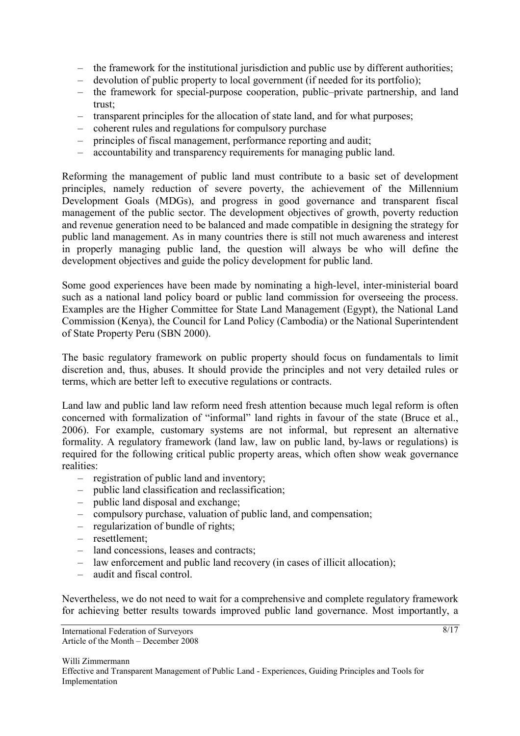- the framework for the institutional jurisdiction and public use by different authorities;
- devolution of public property to local government (if needed for its portfolio);
- the framework for special-purpose cooperation, public–private partnership, and land trust;
- transparent principles for the allocation of state land, and for what purposes;
- coherent rules and regulations for compulsory purchase
- principles of fiscal management, performance reporting and audit;
- accountability and transparency requirements for managing public land.

Reforming the management of public land must contribute to a basic set of development principles, namely reduction of severe poverty, the achievement of the Millennium Development Goals (MDGs), and progress in good governance and transparent fiscal management of the public sector. The development objectives of growth, poverty reduction and revenue generation need to be balanced and made compatible in designing the strategy for public land management. As in many countries there is still not much awareness and interest in properly managing public land, the question will always be who will define the development objectives and guide the policy development for public land.

Some good experiences have been made by nominating a high-level, inter-ministerial board such as a national land policy board or public land commission for overseeing the process. Examples are the Higher Committee for State Land Management (Egypt), the National Land Commission (Kenya), the Council for Land Policy (Cambodia) or the National Superintendent of State Property Peru (SBN 2000).

The basic regulatory framework on public property should focus on fundamentals to limit discretion and, thus, abuses. It should provide the principles and not very detailed rules or terms, which are better left to executive regulations or contracts.

Land law and public land law reform need fresh attention because much legal reform is often concerned with formalization of "informal" land rights in favour of the state (Bruce et al., 2006). For example, customary systems are not informal, but represent an alternative formality. A regulatory framework (land law, law on public land, by-laws or regulations) is required for the following critical public property areas, which often show weak governance realities:

- registration of public land and inventory;
- public land classification and reclassification;
- public land disposal and exchange;
- compulsory purchase, valuation of public land, and compensation;
- regularization of bundle of rights;
- resettlement;
- land concessions, leases and contracts;
- law enforcement and public land recovery (in cases of illicit allocation);
- audit and fiscal control.

Nevertheless, we do not need to wait for a comprehensive and complete regulatory framework for achieving better results towards improved public land governance. Most importantly, a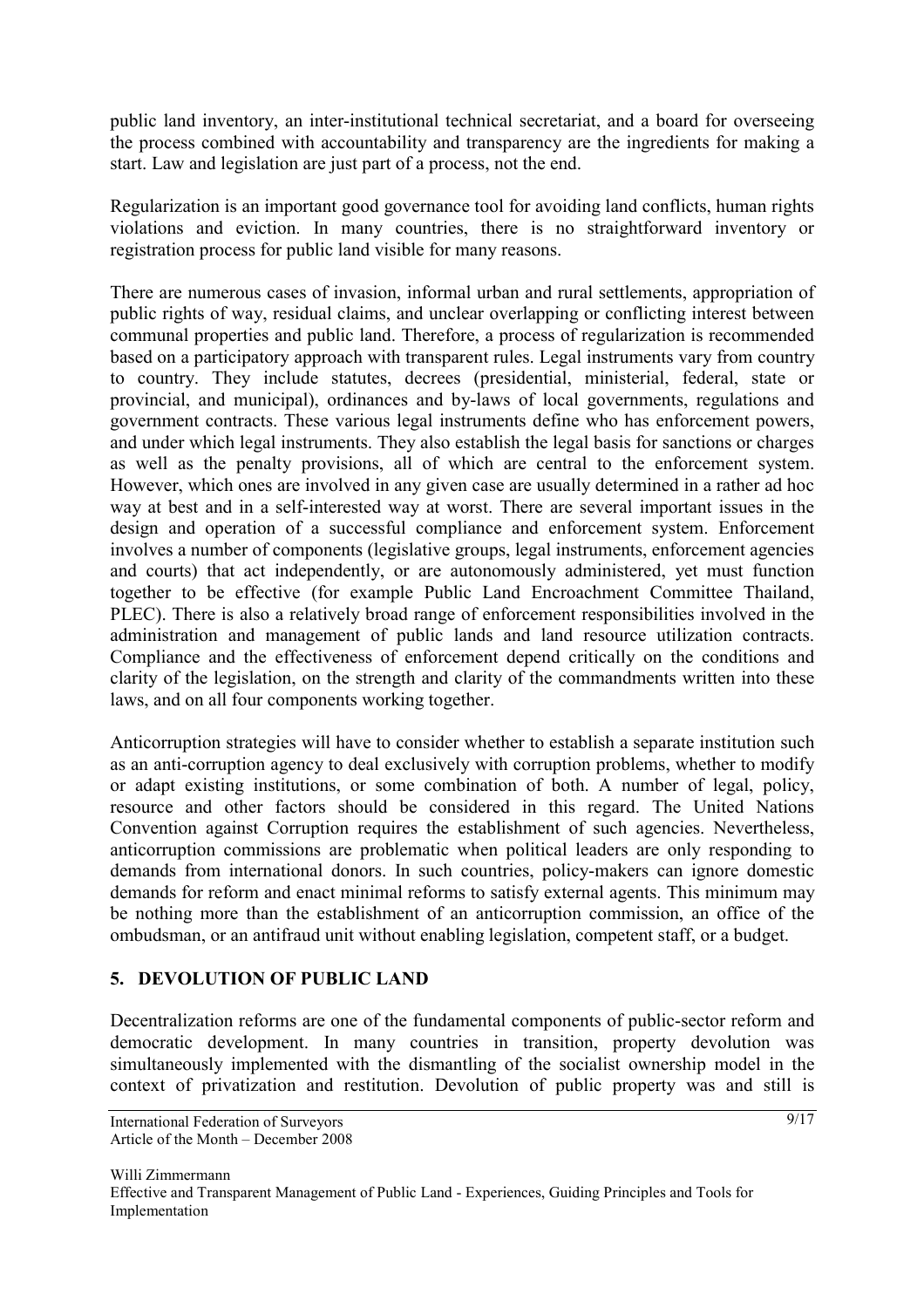public land inventory, an inter-institutional technical secretariat, and a board for overseeing the process combined with accountability and transparency are the ingredients for making a start. Law and legislation are just part of a process, not the end.

Regularization is an important good governance tool for avoiding land conflicts, human rights violations and eviction. In many countries, there is no straightforward inventory or registration process for public land visible for many reasons.

There are numerous cases of invasion, informal urban and rural settlements, appropriation of public rights of way, residual claims, and unclear overlapping or conflicting interest between communal properties and public land. Therefore, a process of regularization is recommended based on a participatory approach with transparent rules. Legal instruments vary from country to country. They include statutes, decrees (presidential, ministerial, federal, state or provincial, and municipal), ordinances and by-laws of local governments, regulations and government contracts. These various legal instruments define who has enforcement powers, and under which legal instruments. They also establish the legal basis for sanctions or charges as well as the penalty provisions, all of which are central to the enforcement system. However, which ones are involved in any given case are usually determined in a rather ad hoc way at best and in a self-interested way at worst. There are several important issues in the design and operation of a successful compliance and enforcement system. Enforcement involves a number of components (legislative groups, legal instruments, enforcement agencies and courts) that act independently, or are autonomously administered, yet must function together to be effective (for example Public Land Encroachment Committee Thailand, PLEC). There is also a relatively broad range of enforcement responsibilities involved in the administration and management of public lands and land resource utilization contracts. Compliance and the effectiveness of enforcement depend critically on the conditions and clarity of the legislation, on the strength and clarity of the commandments written into these laws, and on all four components working together.

Anticorruption strategies will have to consider whether to establish a separate institution such as an anti-corruption agency to deal exclusively with corruption problems, whether to modify or adapt existing institutions, or some combination of both. A number of legal, policy, resource and other factors should be considered in this regard. The United Nations Convention against Corruption requires the establishment of such agencies. Nevertheless, anticorruption commissions are problematic when political leaders are only responding to demands from international donors. In such countries, policy-makers can ignore domestic demands for reform and enact minimal reforms to satisfy external agents. This minimum may be nothing more than the establishment of an anticorruption commission, an office of the ombudsman, or an antifraud unit without enabling legislation, competent staff, or a budget.

## 5. DEVOLUTION OF PUBLIC LAND

Decentralization reforms are one of the fundamental components of public-sector reform and democratic development. In many countries in transition, property devolution was simultaneously implemented with the dismantling of the socialist ownership model in the context of privatization and restitution. Devolution of public property was and still is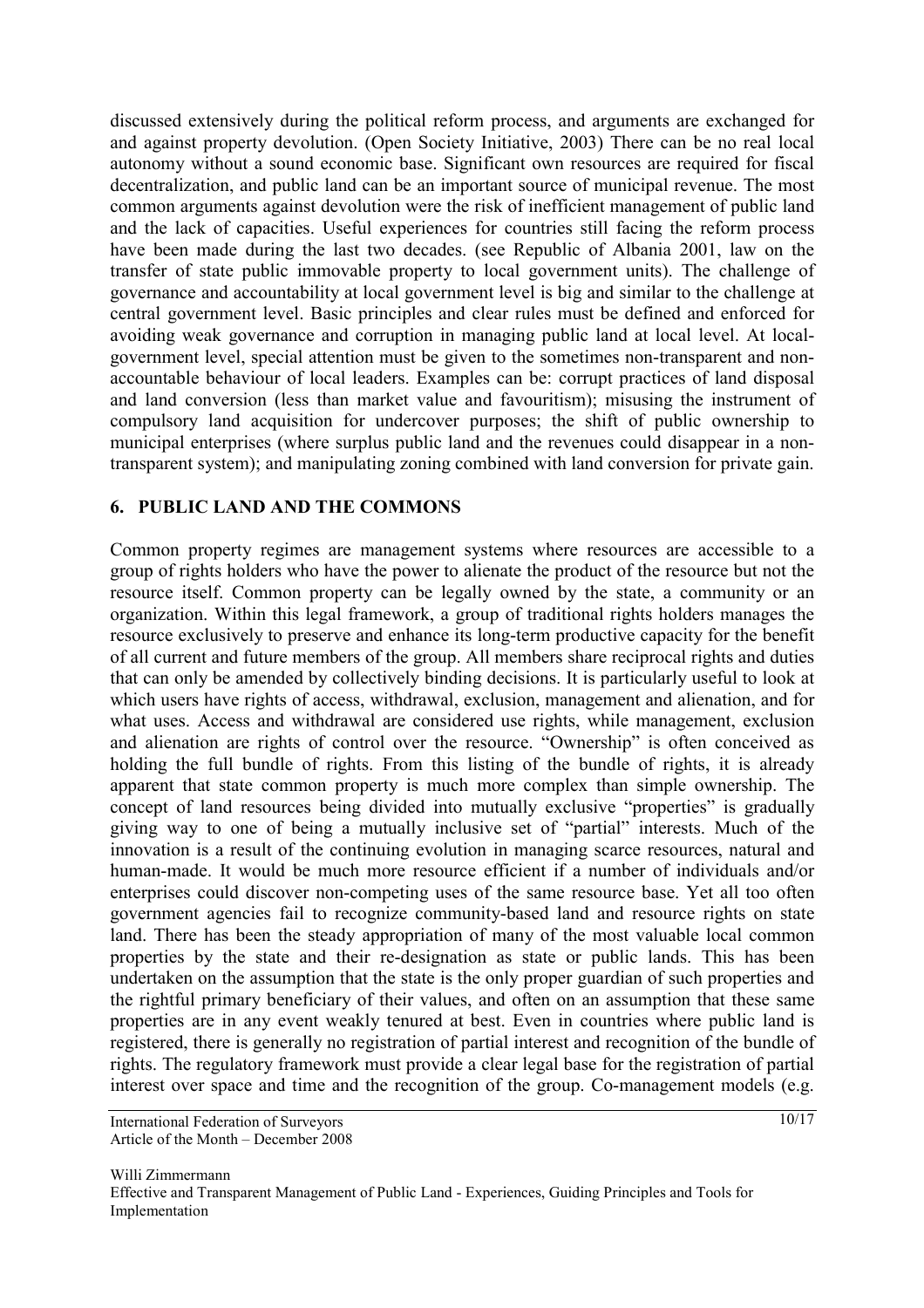discussed extensively during the political reform process, and arguments are exchanged for and against property devolution. (Open Society Initiative, 2003) There can be no real local autonomy without a sound economic base. Significant own resources are required for fiscal decentralization, and public land can be an important source of municipal revenue. The most common arguments against devolution were the risk of inefficient management of public land and the lack of capacities. Useful experiences for countries still facing the reform process have been made during the last two decades. (see Republic of Albania 2001, law on the transfer of state public immovable property to local government units). The challenge of governance and accountability at local government level is big and similar to the challenge at central government level. Basic principles and clear rules must be defined and enforced for avoiding weak governance and corruption in managing public land at local level. At local-government level, special attention must be given to the sometimes non-transparent and non-accountable behaviour of local leaders. Examples can be: corrupt practices of land disposal and land conversion (less than market value and favouritism); misusing the instrument of compulsory land acquisition for undercover purposes; the shift of public ownership to municipal enterprises (where surplus public land and the revenues could disappear in a non-transparent system); and manipulating zoning combined with land conversion for private gain.

## 6. PUBLIC LAND AND THE COMMONS

Common property regimes are management systems where resources are accessible to a group of rights holders who have the power to alienate the product of the resource but not the resource itself. Common property can be legally owned by the state, a community or an organization. Within this legal framework, a group of traditional rights holders manages the resource exclusively to preserve and enhance its long-term productive capacity for the benefit of all current and future members of the group. All members share reciprocal rights and duties that can only be amended by collectively binding decisions. It is particularly useful to look at which users have rights of access, withdrawal, exclusion, management and alienation, and for what uses. Access and withdrawal are considered use rights, while management, exclusion and alienation are rights of control over the resource. "Ownership" is often conceived as holding the full bundle of rights. From this listing of the bundle of rights, it is already apparent that state common property is much more complex than simple ownership. The concept of land resources being divided into mutually exclusive "properties" is gradually giving way to one of being a mutually inclusive set of "partial" interests. Much of the innovation is a result of the continuing evolution in managing scarce resources, natural and human-made. It would be much more resource efficient if a number of individuals and/or enterprises could discover non-competing uses of the same resource base. Yet all too often government agencies fail to recognize community-based land and resource rights on state land. There has been the steady appropriation of many of the most valuable local common properties by the state and their re-designation as state or public lands. This has been undertaken on the assumption that the state is the only proper guardian of such properties and the rightful primary beneficiary of their values, and often on an assumption that these same properties are in any event weakly tenured at best. Even in countries where public land is registered, there is generally no registration of partial interest and recognition of the bundle of rights. The regulatory framework must provide a clear legal base for the registration of partial interest over space and time and the recognition of the group. Co-management models (e.g.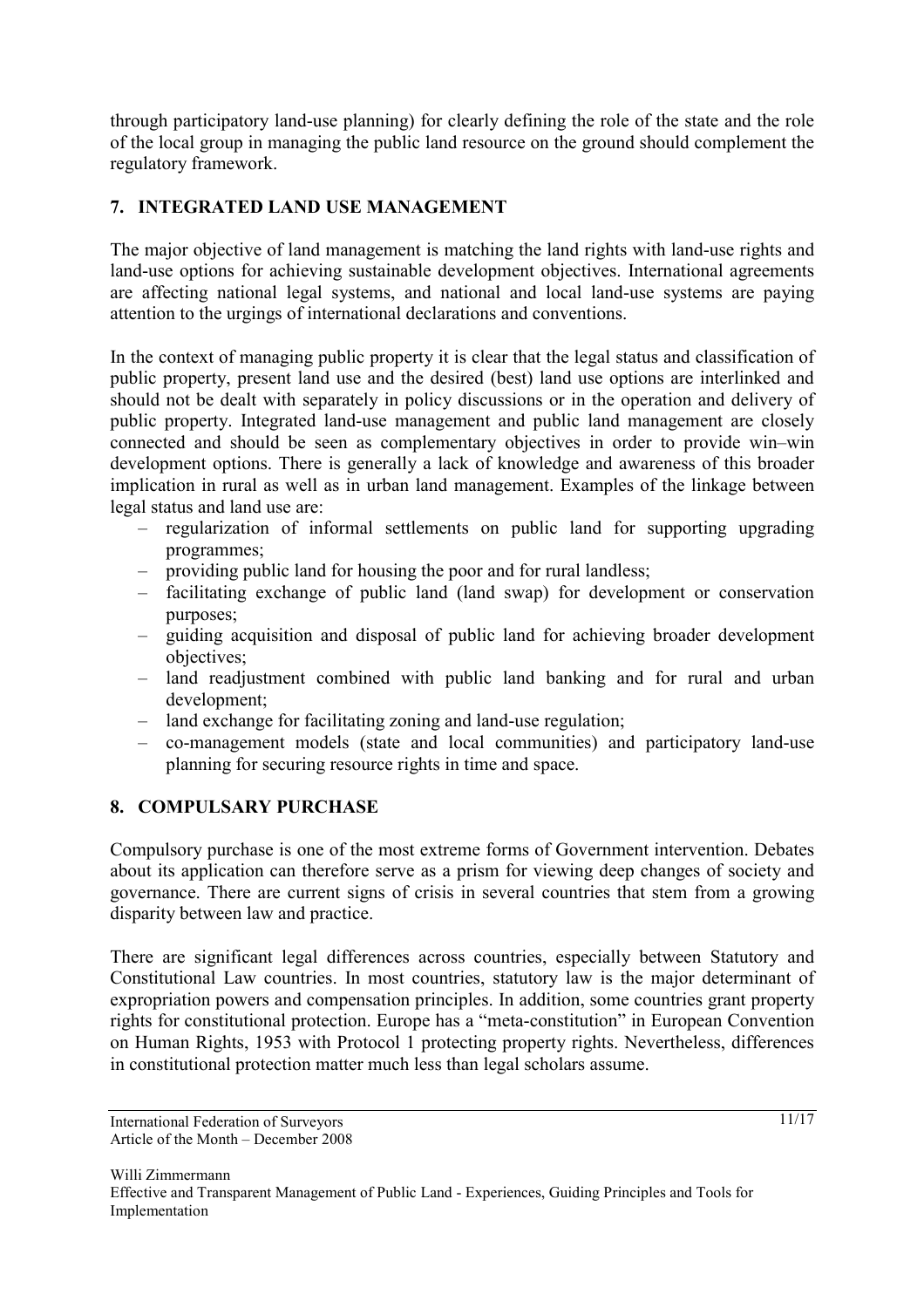through participatory land-use planning) for clearly defining the role of the state and the role of the local group in managing the public land resource on the ground should complement the regulatory framework.

## 7. INTEGRATED LAND USE MANAGEMENT

The major objective of land management is matching the land rights with land-use rights and land-use options for achieving sustainable development objectives. International agreements are affecting national legal systems, and national and local land-use systems are paying attention to the urgings of international declarations and conventions.

In the context of managing public property it is clear that the legal status and classification of public property, present land use and the desired (best) land use options are interlinked and should not be dealt with separately in policy discussions or in the operation and delivery of public property. Integrated land-use management and public land management are closely connected and should be seen as complementary objectives in order to provide win–win development options. There is generally a lack of knowledge and awareness of this broader implication in rural as well as in urban land management. Examples of the linkage between legal status and land use are:

- regularization of informal settlements on public land for supporting upgrading programmes;
- providing public land for housing the poor and for rural landless;
- facilitating exchange of public land (land swap) for development or conservation purposes;
- guiding acquisition and disposal of public land for achieving broader development objectives;
- land readjustment combined with public land banking and for rural and urban development;
- land exchange for facilitating zoning and land-use regulation;
- co-management models (state and local communities) and participatory land-use planning for securing resource rights in time and space.

## 8. COMPULSARY PURCHASE

Compulsory purchase is one of the most extreme forms of Government intervention. Debates about its application can therefore serve as a prism for viewing deep changes of society and governance. There are current signs of crisis in several countries that stem from a growing disparity between law and practice.

There are significant legal differences across countries, especially between Statutory and Constitutional Law countries. In most countries, statutory law is the major determinant of expropriation powers and compensation principles. In addition, some countries grant property rights for constitutional protection. Europe has a "meta-constitution" in European Convention on Human Rights, 1953 with Protocol 1 protecting property rights. Nevertheless, differences in constitutional protection matter much less than legal scholars assume.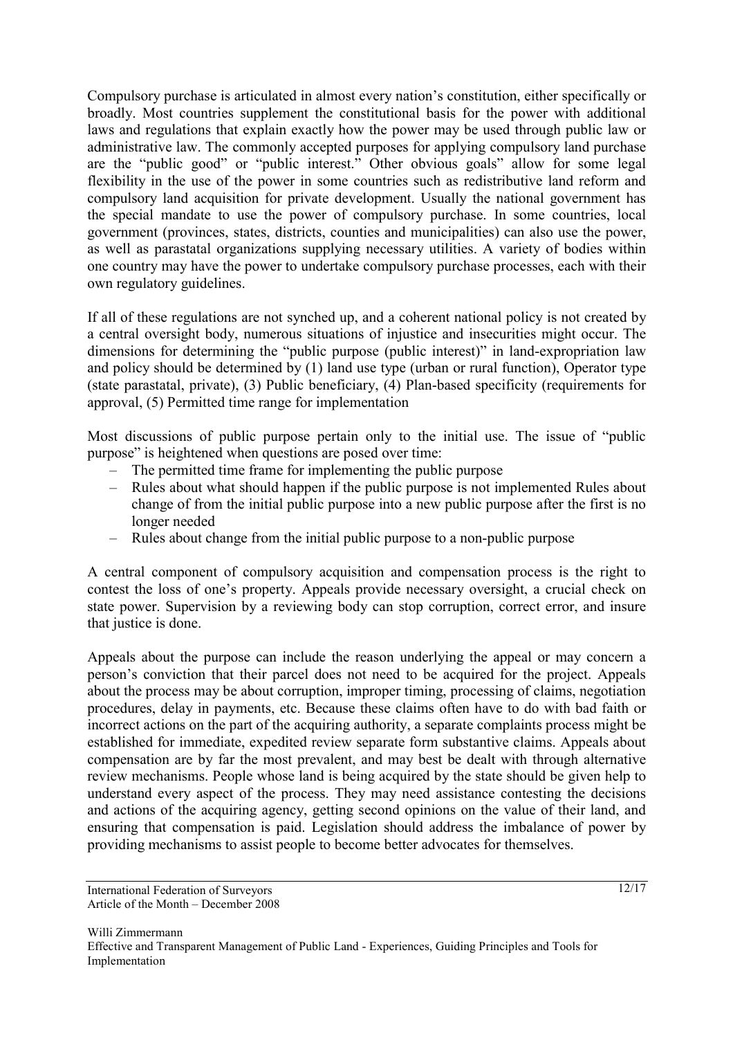Compulsory purchase is articulated in almost every nation's constitution, either specifically or broadly. Most countries supplement the constitutional basis for the power with additional laws and regulations that explain exactly how the power may be used through public law or administrative law. The commonly accepted purposes for applying compulsory land purchase are the "public good" or "public interest." Other obvious goals" allow for some legal flexibility in the use of the power in some countries such as redistributive land reform and compulsory land acquisition for private development. Usually the national government has the special mandate to use the power of compulsory purchase. In some countries, local government (provinces, states, districts, counties and municipalities) can also use the power, as well as parastatal organizations supplying necessary utilities. A variety of bodies within one country may have the power to undertake compulsory purchase processes, each with their own regulatory guidelines.

If all of these regulations are not synched up, and a coherent national policy is not created by a central oversight body, numerous situations of injustice and insecurities might occur. The dimensions for determining the "public purpose (public interest)" in land-expropriation law and policy should be determined by (1) land use type (urban or rural function), Operator type (state parastatal, private), (3) Public beneficiary, (4) Plan-based specificity (requirements for approval, (5) Permitted time range for implementation

Most discussions of public purpose pertain only to the initial use. The issue of "public purpose" is heightened when questions are posed over time:

- The permitted time frame for implementing the public purpose
- Rules about what should happen if the public purpose is not implemented Rules about change of from the initial public purpose into a new public purpose after the first is no longer needed
- Rules about change from the initial public purpose to a non-public purpose

A central component of compulsory acquisition and compensation process is the right to contest the loss of one's property. Appeals provide necessary oversight, a crucial check on state power. Supervision by a reviewing body can stop corruption, correct error, and insure that justice is done.

Appeals about the purpose can include the reason underlying the appeal or may concern a person's conviction that their parcel does not need to be acquired for the project. Appeals about the process may be about corruption, improper timing, processing of claims, negotiation procedures, delay in payments, etc. Because these claims often have to do with bad faith or incorrect actions on the part of the acquiring authority, a separate complaints process might be established for immediate, expedited review separate form substantive claims. Appeals about compensation are by far the most prevalent, and may best be dealt with through alternative review mechanisms. People whose land is being acquired by the state should be given help to understand every aspect of the process. They may need assistance contesting the decisions and actions of the acquiring agency, getting second opinions on the value of their land, and ensuring that compensation is paid. Legislation should address the imbalance of power by providing mechanisms to assist people to become better advocates for themselves.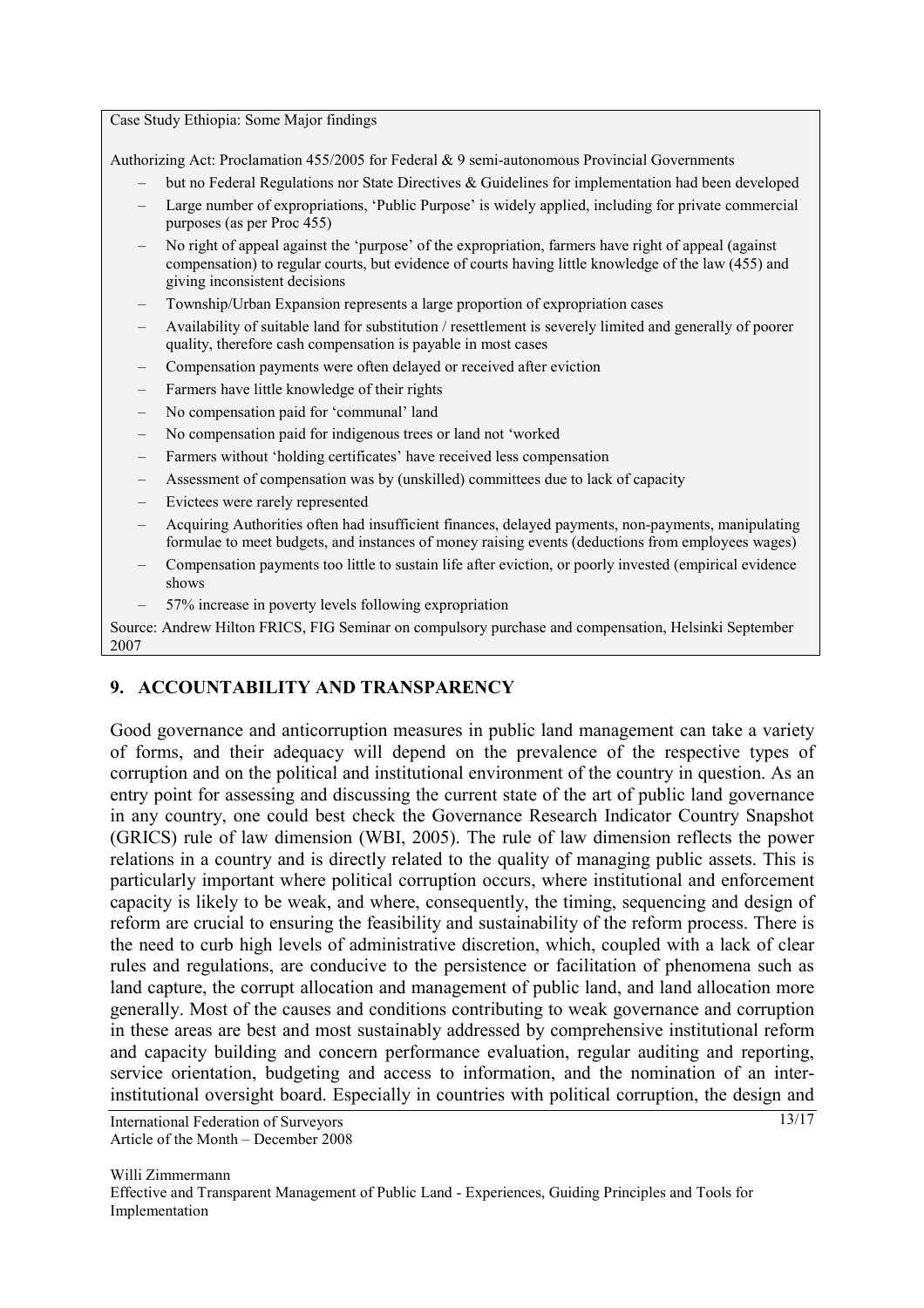Case Study Ethiopia: Some Major findings

Authorizing Act: Proclamation 455/2005 for Federal & 9 semi-autonomous Provincial Governments

- but no Federal Regulations nor State Directives & Guidelines for implementation had been developed
- Large number of expropriations, 'Public Purpose' is widely applied, including for private commercial purposes (as per Proc 455)
- No right of appeal against the 'purpose' of the expropriation, farmers have right of appeal (against compensation) to regular courts, but evidence of courts having little knowledge of the law (455) and giving inconsistent decisions
- Township/Urban Expansion represents a large proportion of expropriation cases
- Availability of suitable land for substitution / resettlement is severely limited and generally of poorer quality, therefore cash compensation is payable in most cases
- Compensation payments were often delayed or received after eviction
- Farmers have little knowledge of their rights
- No compensation paid for 'communal' land
- No compensation paid for indigenous trees or land not 'worked
- Farmers without 'holding certificates' have received less compensation
- Assessment of compensation was by (unskilled) committees due to lack of capacity
- Evictees were rarely represented
- Acquiring Authorities often had insufficient finances, delayed payments, non-payments, manipulating formulae to meet budgets, and instances of money raising events (deductions from employees wages)
- Compensation payments too little to sustain life after eviction, or poorly invested (empirical evidence shows
- 57% increase in poverty levels following expropriation

Source: Andrew Hilton FRICS, FIG Seminar on compulsory purchase and compensation, Helsinki September 2007

## 9. ACCOUNTABILITY AND TRANSPARENCY

Good governance and anticorruption measures in public land management can take a variety of forms, and their adequacy will depend on the prevalence of the respective types of corruption and on the political and institutional environment of the country in question. As an entry point for assessing and discussing the current state of the art of public land governance in any country, one could best check the Governance Research Indicator Country Snapshot (GRICS) rule of law dimension (WBI, 2005). The rule of law dimension reflects the power relations in a country and is directly related to the quality of managing public assets. This is particularly important where political corruption occurs, where institutional and enforcement capacity is likely to be weak, and where, consequently, the timing, sequencing and design of reform are crucial to ensuring the feasibility and sustainability of the reform process. There is the need to curb high levels of administrative discretion, which, coupled with a lack of clear rules and regulations, are conducive to the persistence or facilitation of phenomena such as land capture, the corrupt allocation and management of public land, and land allocation more generally. Most of the causes and conditions contributing to weak governance and corruption in these areas are best and most sustainably addressed by comprehensive institutional reform and capacity building and concern performance evaluation, regular auditing and reporting, service orientation, budgeting and access to information, and the nomination of an inter-institutional oversight board. Especially in countries with political corruption, the design and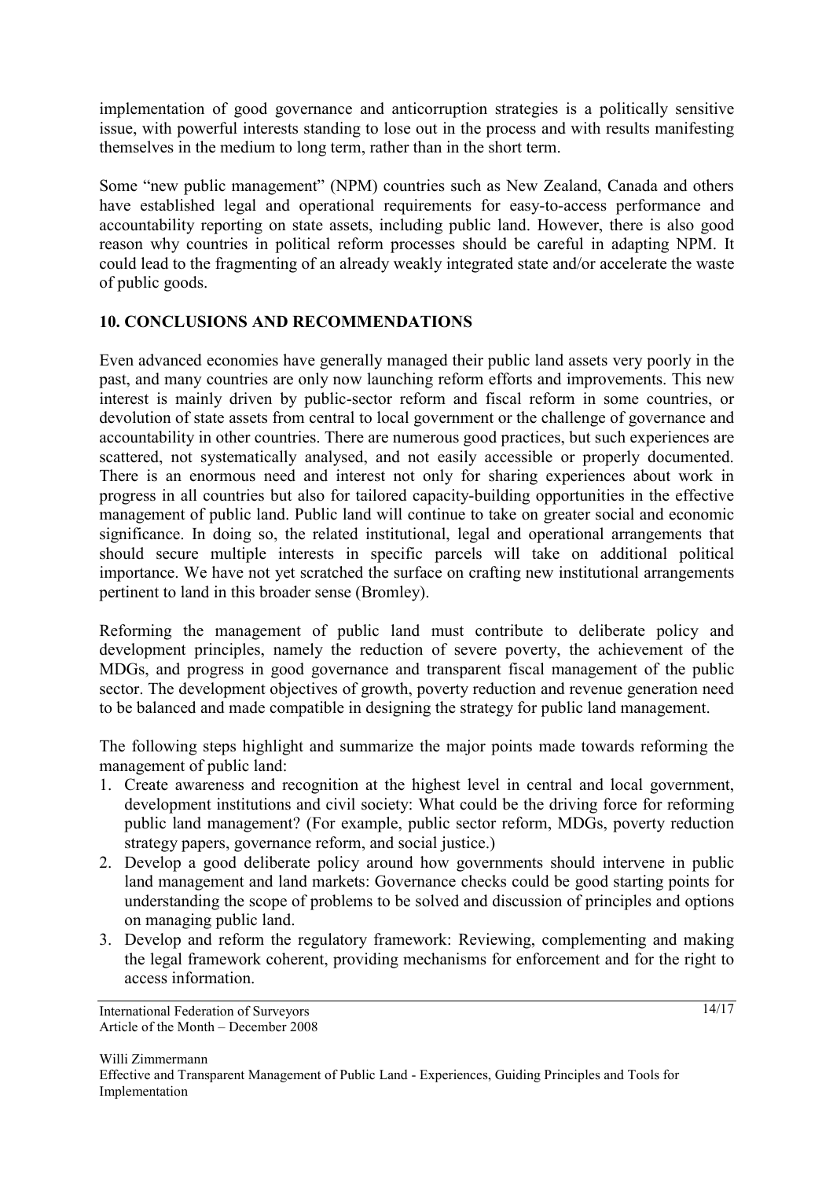implementation of good governance and anticorruption strategies is a politically sensitive issue, with powerful interests standing to lose out in the process and with results manifesting themselves in the medium to long term, rather than in the short term.

Some "new public management" (NPM) countries such as New Zealand, Canada and others have established legal and operational requirements for easy-to-access performance and accountability reporting on state assets, including public land. However, there is also good reason why countries in political reform processes should be careful in adapting NPM. It could lead to the fragmenting of an already weakly integrated state and/or accelerate the waste of public goods.

## 10. CONCLUSIONS AND RECOMMENDATIONS

Even advanced economies have generally managed their public land assets very poorly in the past, and many countries are only now launching reform efforts and improvements. This new interest is mainly driven by public-sector reform and fiscal reform in some countries, or devolution of state assets from central to local government or the challenge of governance and accountability in other countries. There are numerous good practices, but such experiences are scattered, not systematically analysed, and not easily accessible or properly documented. There is an enormous need and interest not only for sharing experiences about work in progress in all countries but also for tailored capacity-building opportunities in the effective management of public land. Public land will continue to take on greater social and economic significance. In doing so, the related institutional, legal and operational arrangements that should secure multiple interests in specific parcels will take on additional political importance. We have not yet scratched the surface on crafting new institutional arrangements pertinent to land in this broader sense (Bromley).

Reforming the management of public land must contribute to deliberate policy and development principles, namely the reduction of severe poverty, the achievement of the MDGs, and progress in good governance and transparent fiscal management of the public sector. The development objectives of growth, poverty reduction and revenue generation need to be balanced and made compatible in designing the strategy for public land management.

The following steps highlight and summarize the major points made towards reforming the management of public land:

1. Create awareness and recognition at the highest level in central and local government, development institutions and civil society: What could be the driving force for reforming public land management? (For example, public sector reform, MDGs, poverty reduction strategy papers, governance reform, and social justice.)
2. Develop a good deliberate policy around how governments should intervene in public land management and land markets: Governance checks could be good starting points for understanding the scope of problems to be solved and discussion of principles and options on managing public land.
3. Develop and reform the regulatory framework: Reviewing, complementing and making the legal framework coherent, providing mechanisms for enforcement and for the right to access information.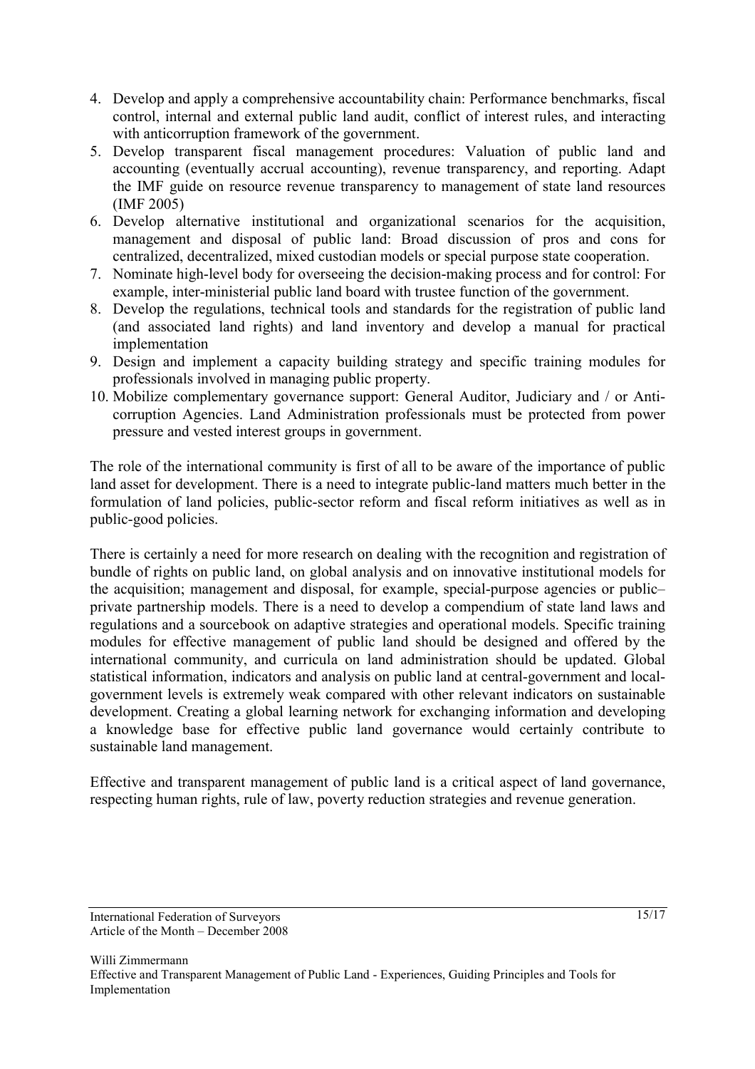4. Develop and apply a comprehensive accountability chain: Performance benchmarks, fiscal control, internal and external public land audit, conflict of interest rules, and interacting with anticorruption framework of the government.
5. Develop transparent fiscal management procedures: Valuation of public land and accounting (eventually accrual accounting), revenue transparency, and reporting. Adapt the IMF guide on resource revenue transparency to management of state land resources (IMF 2005)
6. Develop alternative institutional and organizational scenarios for the acquisition, management and disposal of public land: Broad discussion of pros and cons for centralized, decentralized, mixed custodian models or special purpose state cooperation.
7. Nominate high-level body for overseeing the decision-making process and for control: For example, inter-ministerial public land board with trustee function of the government.
8. Develop the regulations, technical tools and standards for the registration of public land (and associated land rights) and land inventory and develop a manual for practical implementation
9. Design and implement a capacity building strategy and specific training modules for professionals involved in managing public property.
10. Mobilize complementary governance support: General Auditor, Judiciary and / or Anti-corruption Agencies. Land Administration professionals must be protected from power pressure and vested interest groups in government.

The role of the international community is first of all to be aware of the importance of public land asset for development. There is a need to integrate public-land matters much better in the formulation of land policies, public-sector reform and fiscal reform initiatives as well as in public-good policies.

There is certainly a need for more research on dealing with the recognition and registration of bundle of rights on public land, on global analysis and on innovative institutional models for the acquisition; management and disposal, for example, special-purpose agencies or public–private partnership models. There is a need to develop a compendium of state land laws and regulations and a sourcebook on adaptive strategies and operational models. Specific training modules for effective management of public land should be designed and offered by the international community, and curricula on land administration should be updated. Global statistical information, indicators and analysis on public land at central-government and local-government levels is extremely weak compared with other relevant indicators on sustainable development. Creating a global learning network for exchanging information and developing a knowledge base for effective public land governance would certainly contribute to sustainable land management.

Effective and transparent management of public land is a critical aspect of land governance, respecting human rights, rule of law, poverty reduction strategies and revenue generation.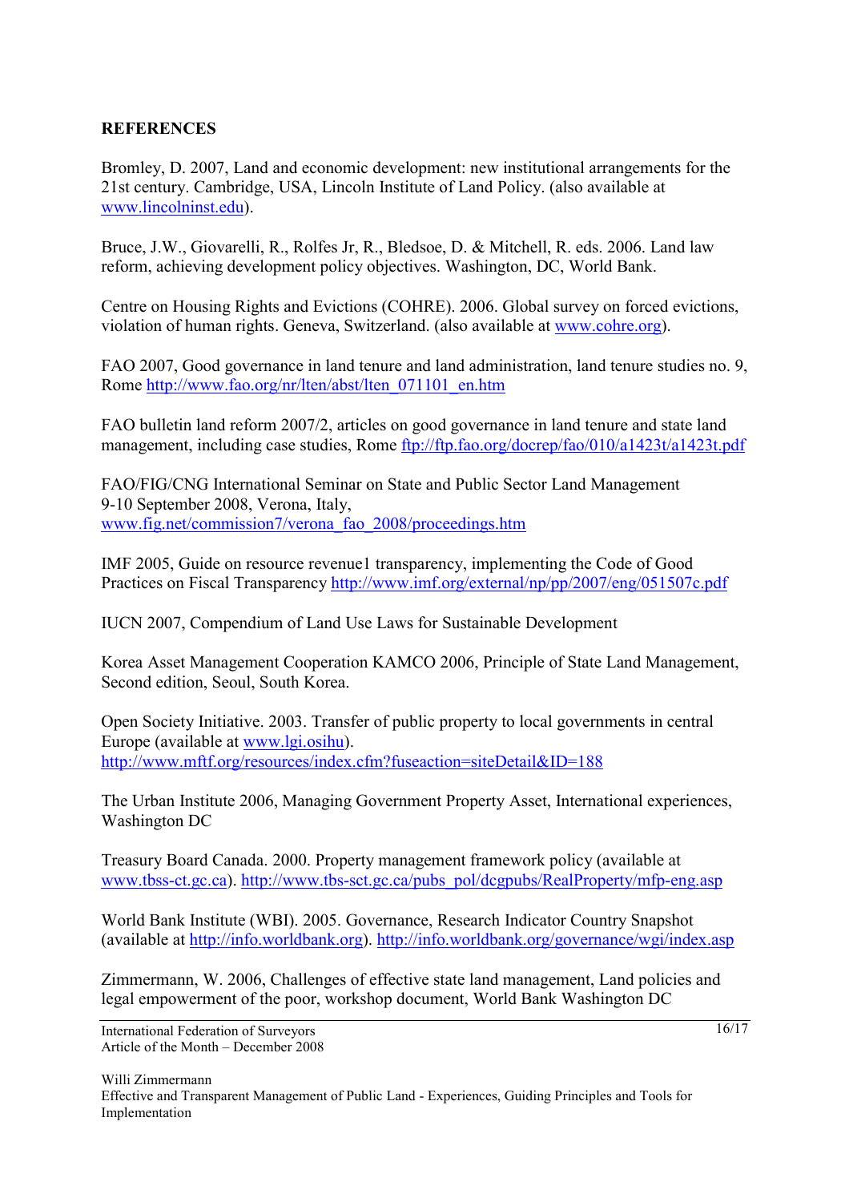## REFERENCES

Bromley, D. 2007, Land and economic development: new institutional arrangements for the 21st century. Cambridge, USA, Lincoln Institute of Land Policy. (also available at www.lincolninst.edu).

Bruce, J.W., Giovarelli, R., Rolfes Jr, R., Bledsoe, D. & Mitchell, R. eds. 2006. Land law reform, achieving development policy objectives. Washington, DC, World Bank.

Centre on Housing Rights and Evictions (COHRE). 2006. Global survey on forced evictions, violation of human rights. Geneva, Switzerland. (also available at www.cohre.org).

FAO 2007, Good governance in land tenure and land administration, land tenure studies no. 9, Rome http://www.fao.org/nr/lten/abst/lten_071101_en.htm

FAO bulletin land reform 2007/2, articles on good governance in land tenure and state land management, including case studies, Rome ftp://ftp.fao.org/docrep/fao/010/a1423t/a1423t.pdf

FAO/FIG/CNG International Seminar on State and Public Sector Land Management
9-10 September 2008, Verona, Italy,
www.fig.net/commission7/verona_fao_2008/proceedings.htm

IMF 2005, Guide on resource revenue1 transparency, implementing the Code of Good Practices on Fiscal Transparency http://www.imf.org/external/np/pp/2007/eng/051507c.pdf

IUCN 2007, Compendium of Land Use Laws for Sustainable Development

Korea Asset Management Cooperation KAMCO 2006, Principle of State Land Management, Second edition, Seoul, South Korea.

Open Society Initiative. 2003. Transfer of public property to local governments in central Europe (available at www.lgi.osihu).
http://www.mftf.org/resources/index.cfm?fuseaction=siteDetail&ID=188

The Urban Institute 2006, Managing Government Property Asset, International experiences, Washington DC

Treasury Board Canada. 2000. Property management framework policy (available at www.tbss-ct.gc.ca). http://www.tbs-sct.gc.ca/pubs_pol/dcgpubs/RealProperty/mfp-eng.asp

World Bank Institute (WBI). 2005. Governance, Research Indicator Country Snapshot (available at http://info.worldbank.org). http://info.worldbank.org/governance/wgi/index.asp

Zimmermann, W. 2006, Challenges of effective state land management, Land policies and legal empowerment of the poor, workshop document, World Bank Washington DC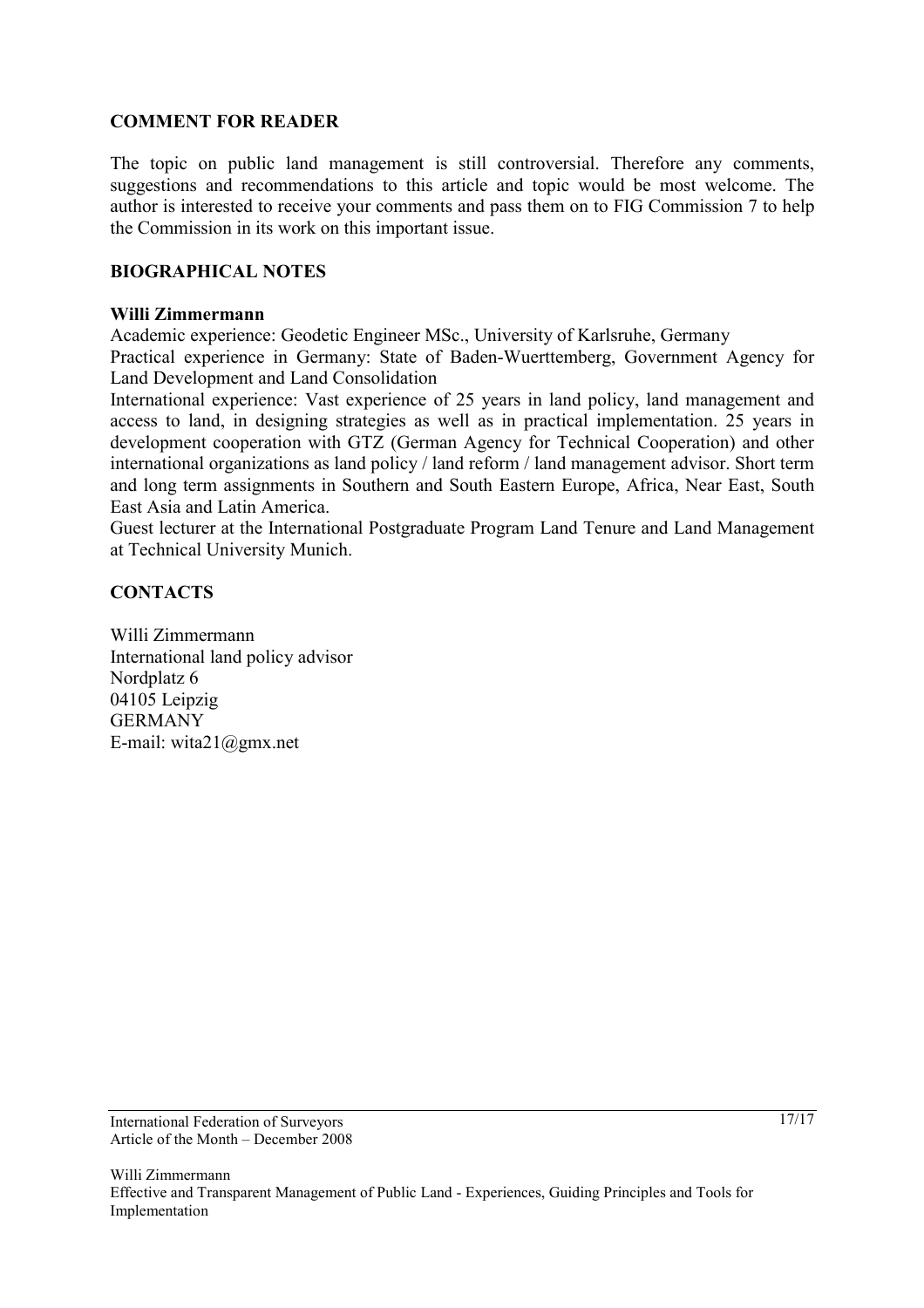## COMMENT FOR READER

The topic on public land management is still controversial. Therefore any comments, suggestions and recommendations to this article and topic would be most welcome. The author is interested to receive your comments and pass them on to FIG Commission 7 to help the Commission in its work on this important issue.

## BIOGRAPHICAL NOTES

**Willi Zimmermann**

Academic experience: Geodetic Engineer MSc., University of Karlsruhe, Germany

Practical experience in Germany: State of Baden-Wuerttemberg, Government Agency for Land Development and Land Consolidation

International experience: Vast experience of 25 years in land policy, land management and access to land, in designing strategies as well as in practical implementation. 25 years in development cooperation with GTZ (German Agency for Technical Cooperation) and other international organizations as land policy / land reform / land management advisor. Short term and long term assignments in Southern and South Eastern Europe, Africa, Near East, South East Asia and Latin America.

Guest lecturer at the International Postgraduate Program Land Tenure and Land Management at Technical University Munich.

## CONTACTS

Willi Zimmermann
International land policy advisor
Nordplatz 6
04105 Leipzig
GERMANY
E-mail: wita21@gmx.net